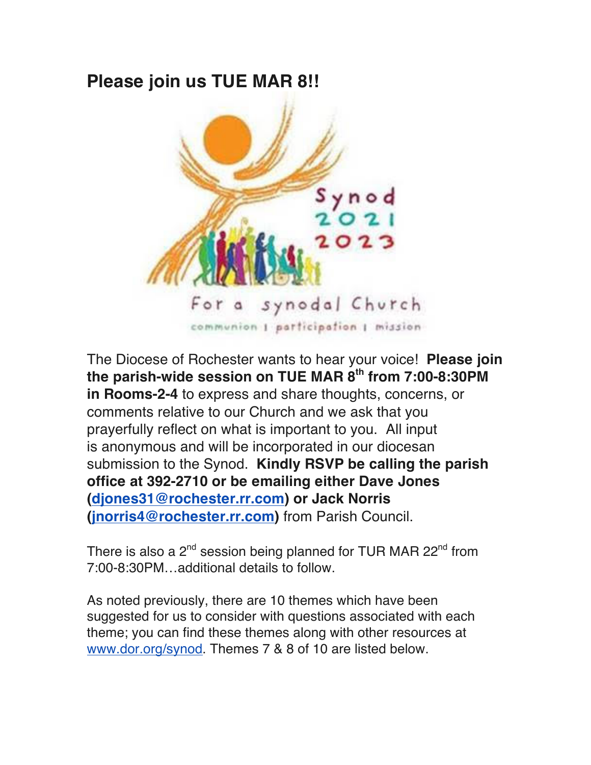## Please join us TUE MAR 8!!

The Diocese of Rochester wants to hear your voice! **Please join the parish-wide session on TUE MAR 8th from 7:00-8:30PM in Rooms-2-4** to express and share thoughts, concerns, or comments relative to our Church and we ask that you prayerfully reflect on what is important to you. All input is anonymous and will be incorporated in our diocesan submission to the Synod. **Kindly RSVP be calling the parish office at 392-2710 or be emailing either Dave Jones (djones31@rochester.rr.com) or Jack Norris (jnorris4@rochester.rr.com)** from Parish Council.

There is also a 2nd session being planned for TUR MAR 22nd from 7:00-8:30PM…additional details to follow.

As noted previously, there are 10 themes which have been suggested for us to consider with questions associated with each theme; you can find these themes along with other resources at www.dor.org/synod. Themes 7 & 8 of 10 are listed below.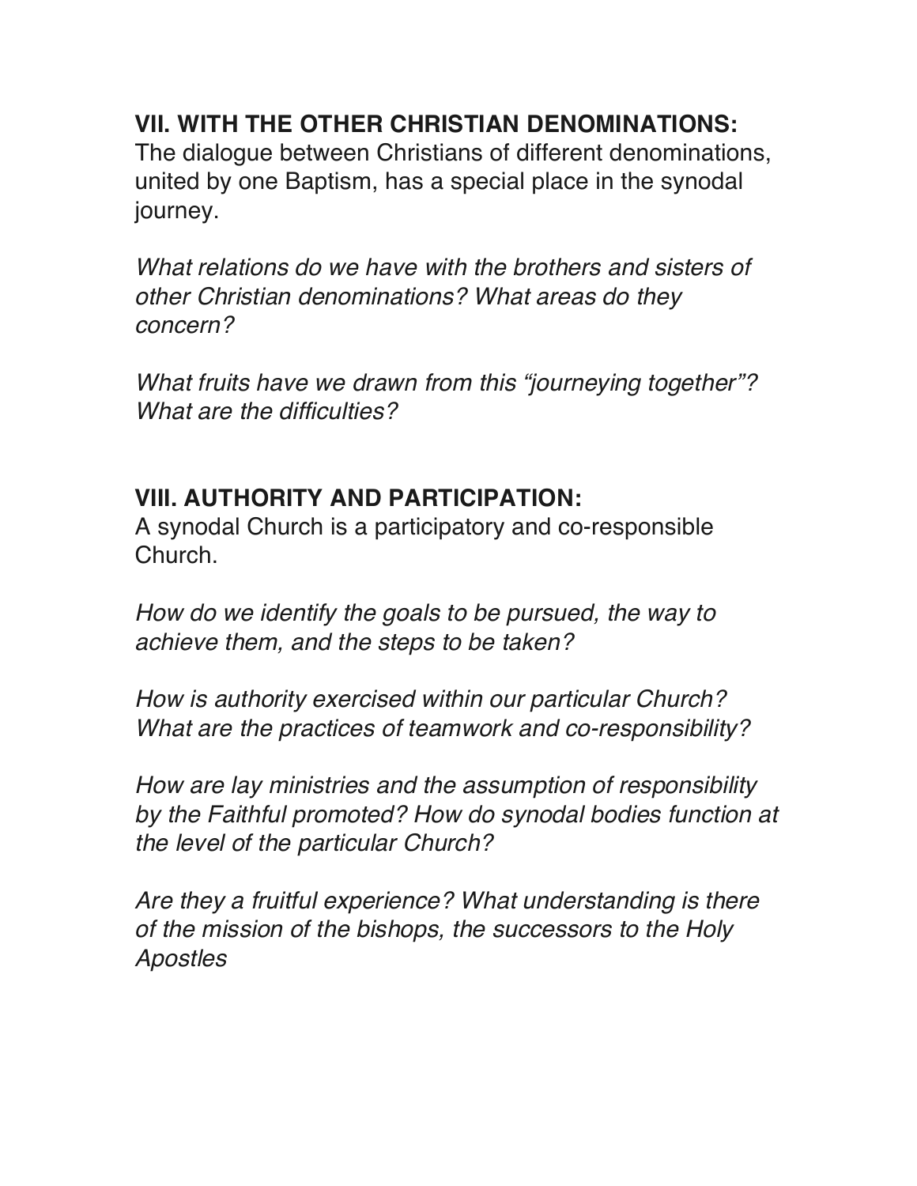**VII. WITH THE OTHER CHRISTIAN DENOMINATIONS:**
The dialogue between Christians of different denominations, united by one Baptism, has a special place in the synodal journey.

*What relations do we have with the brothers and sisters of other Christian denominations? What areas do they concern?*

*What fruits have we drawn from this “journeying together”? What are the difficulties?*

**VIII. AUTHORITY AND PARTICIPATION:**
A synodal Church is a participatory and co-responsible Church.

*How do we identify the goals to be pursued, the way to achieve them, and the steps to be taken?*

*How is authority exercised within our particular Church? What are the practices of teamwork and co-responsibility?*

*How are lay ministries and the assumption of responsibility by the Faithful promoted? How do synodal bodies function at the level of the particular Church?*

*Are they a fruitful experience? What understanding is there of the mission of the bishops, the successors to the Holy Apostles*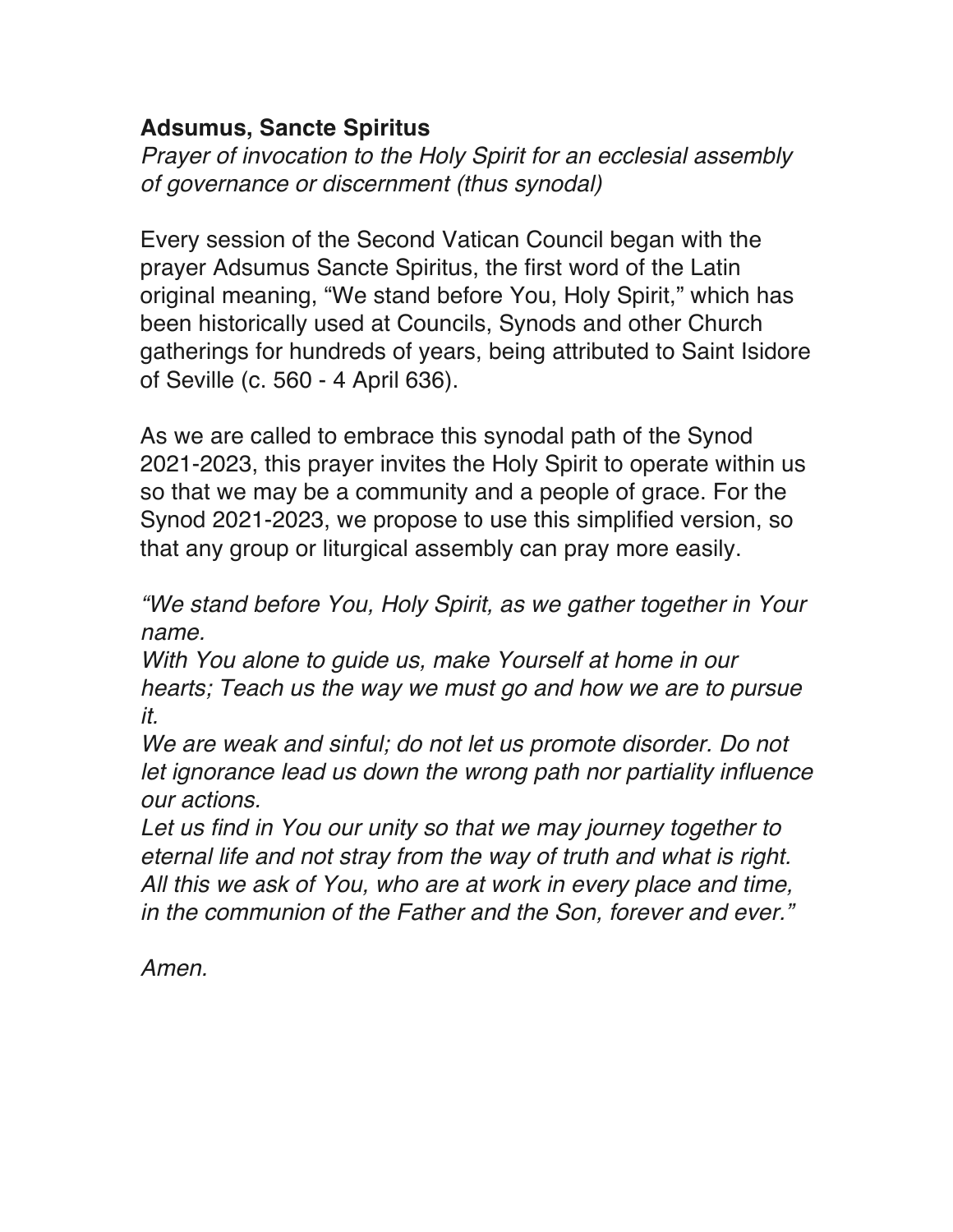**Adsumus, Sancte Spiritus**

*Prayer of invocation to the Holy Spirit for an ecclesial assembly of governance or discernment (thus synodal)*

Every session of the Second Vatican Council began with the prayer Adsumus Sancte Spiritus, the first word of the Latin original meaning, “We stand before You, Holy Spirit,” which has been historically used at Councils, Synods and other Church gatherings for hundreds of years, being attributed to Saint Isidore of Seville (c. 560 - 4 April 636).

As we are called to embrace this synodal path of the Synod 2021-2023, this prayer invites the Holy Spirit to operate within us so that we may be a community and a people of grace. For the Synod 2021-2023, we propose to use this simplified version, so that any group or liturgical assembly can pray more easily.

*“We stand before You, Holy Spirit, as we gather together in Your name.*
*With You alone to guide us, make Yourself at home in our hearts; Teach us the way we must go and how we are to pursue it.*
*We are weak and sinful; do not let us promote disorder. Do not let ignorance lead us down the wrong path nor partiality influence our actions.*
*Let us find in You our unity so that we may journey together to eternal life and not stray from the way of truth and what is right.*
*All this we ask of You, who are at work in every place and time, in the communion of the Father and the Son, forever and ever.”*

*Amen.*